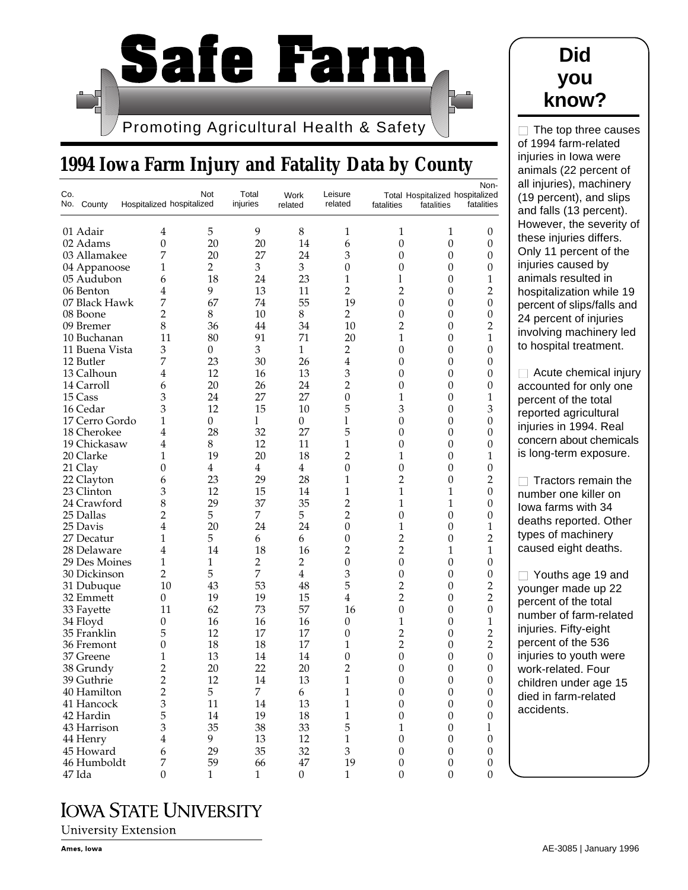# Safe Farm

Promoting Agricultural Health & Safety

## 1994 Iowa Farm Injury and Fatality Data by County

| Co. No. | County | Hospitalized | Not hospitalized | Total injuries | Work related | Leisure related | Total fatalities | Hospitalized fatalities | Non-hospitalized fatalities |
|---|---|---|---|---|---|---|---|---|---|
| 01 | Adair | 4 | 5 | 9 | 8 | 1 | 1 | 1 | 0 |
| 02 | Adams | 0 | 20 | 20 | 14 | 6 | 0 | 0 | 0 |
| 03 | Allamakee | 7 | 20 | 27 | 24 | 3 | 0 | 0 | 0 |
| 04 | Appanoose | 1 | 2 | 3 | 3 | 0 | 0 | 0 | 0 |
| 05 | Audubon | 6 | 18 | 24 | 23 | 1 | 1 | 0 | 1 |
| 06 | Benton | 4 | 9 | 13 | 11 | 2 | 2 | 0 | 2 |
| 07 | Black Hawk | 7 | 67 | 74 | 55 | 19 | 0 | 0 | 0 |
| 08 | Boone | 2 | 8 | 10 | 8 | 2 | 0 | 0 | 0 |
| 09 | Bremer | 8 | 36 | 44 | 34 | 10 | 2 | 0 | 2 |
| 10 | Buchanan | 11 | 80 | 91 | 71 | 20 | 1 | 0 | 1 |
| 11 | Buena Vista | 3 | 0 | 3 | 1 | 2 | 0 | 0 | 0 |
| 12 | Butler | 7 | 23 | 30 | 26 | 4 | 0 | 0 | 0 |
| 13 | Calhoun | 4 | 12 | 16 | 13 | 3 | 0 | 0 | 0 |
| 14 | Carroll | 6 | 20 | 26 | 24 | 2 | 0 | 0 | 0 |
| 15 | Cass | 3 | 24 | 27 | 27 | 0 | 1 | 0 | 1 |
| 16 | Cedar | 3 | 12 | 15 | 10 | 5 | 3 | 0 | 3 |
| 17 | Cerro Gordo | 1 | 0 | 1 | 0 | 1 | 0 | 0 | 0 |
| 18 | Cherokee | 4 | 28 | 32 | 27 | 5 | 0 | 0 | 0 |
| 19 | Chickasaw | 4 | 8 | 12 | 11 | 1 | 0 | 0 | 0 |
| 20 | Clarke | 1 | 19 | 20 | 18 | 2 | 1 | 0 | 1 |
| 21 | Clay | 0 | 4 | 4 | 4 | 0 | 0 | 0 | 0 |
| 22 | Clayton | 6 | 23 | 29 | 28 | 1 | 2 | 0 | 2 |
| 23 | Clinton | 3 | 12 | 15 | 14 | 1 | 1 | 1 | 0 |
| 24 | Crawford | 8 | 29 | 37 | 35 | 2 | 1 | 1 | 0 |
| 25 | Dallas | 2 | 5 | 7 | 5 | 2 | 0 | 0 | 0 |
| 25 | Davis | 4 | 20 | 24 | 24 | 0 | 1 | 0 | 1 |
| 27 | Decatur | 1 | 5 | 6 | 6 | 0 | 2 | 0 | 2 |
| 28 | Delaware | 4 | 14 | 18 | 16 | 2 | 2 | 1 | 1 |
| 29 | Des Moines | 1 | 1 | 2 | 2 | 0 | 0 | 0 | 0 |
| 30 | Dickinson | 2 | 5 | 7 | 4 | 3 | 0 | 0 | 0 |
| 31 | Dubuque | 10 | 43 | 53 | 48 | 5 | 2 | 0 | 2 |
| 32 | Emmett | 0 | 19 | 19 | 15 | 4 | 2 | 0 | 2 |
| 33 | Fayette | 11 | 62 | 73 | 57 | 16 | 0 | 0 | 0 |
| 34 | Floyd | 0 | 16 | 16 | 16 | 0 | 1 | 0 | 1 |
| 35 | Franklin | 5 | 12 | 17 | 17 | 0 | 2 | 0 | 2 |
| 36 | Fremont | 0 | 18 | 18 | 17 | 1 | 2 | 0 | 2 |
| 37 | Greene | 1 | 13 | 14 | 14 | 0 | 0 | 0 | 0 |
| 38 | Grundy | 2 | 20 | 22 | 20 | 2 | 0 | 0 | 0 |
| 39 | Guthrie | 2 | 12 | 14 | 13 | 1 | 0 | 0 | 0 |
| 40 | Hamilton | 2 | 5 | 7 | 6 | 1 | 0 | 0 | 0 |
| 41 | Hancock | 3 | 11 | 14 | 13 | 1 | 0 | 0 | 0 |
| 42 | Hardin | 5 | 14 | 19 | 18 | 1 | 0 | 0 | 0 |
| 43 | Harrison | 3 | 35 | 38 | 33 | 5 | 1 | 0 | 1 |
| 44 | Henry | 4 | 9 | 13 | 12 | 1 | 0 | 0 | 0 |
| 45 | Howard | 6 | 29 | 35 | 32 | 3 | 0 | 0 | 0 |
| 46 | Humboldt | 7 | 59 | 66 | 47 | 19 | 0 | 0 | 0 |
| 47 | Ida | 0 | 1 | 1 | 0 | 1 | 0 | 0 | 0 |

## Did you know?

- The top three causes of 1994 farm-related injuries in Iowa were animals (22 percent of all injuries), machinery (19 percent), and slips and falls (13 percent). However, the severity of these injuries differs. Only 11 percent of the injuries caused by animals resulted in hospitalization while 19 percent of slips/falls and 24 percent of injuries involving machinery led to hospital treatment.

- Acute chemical injury accounted for only one percent of the total reported agricultural injuries in 1994. Real concern about chemicals is long-term exposure.

- Tractors remain the number one killer on Iowa farms with 34 deaths reported. Other types of machinery caused eight deaths.

- Youths age 19 and younger made up 22 percent of the total number of farm-related injuries. Fifty-eight percent of the 536 injuries to youth were work-related. Four children under age 15 died in farm-related accidents.

IOWA STATE UNIVERSITY
University Extension
Ames, Iowa

AE-3085 | January 1996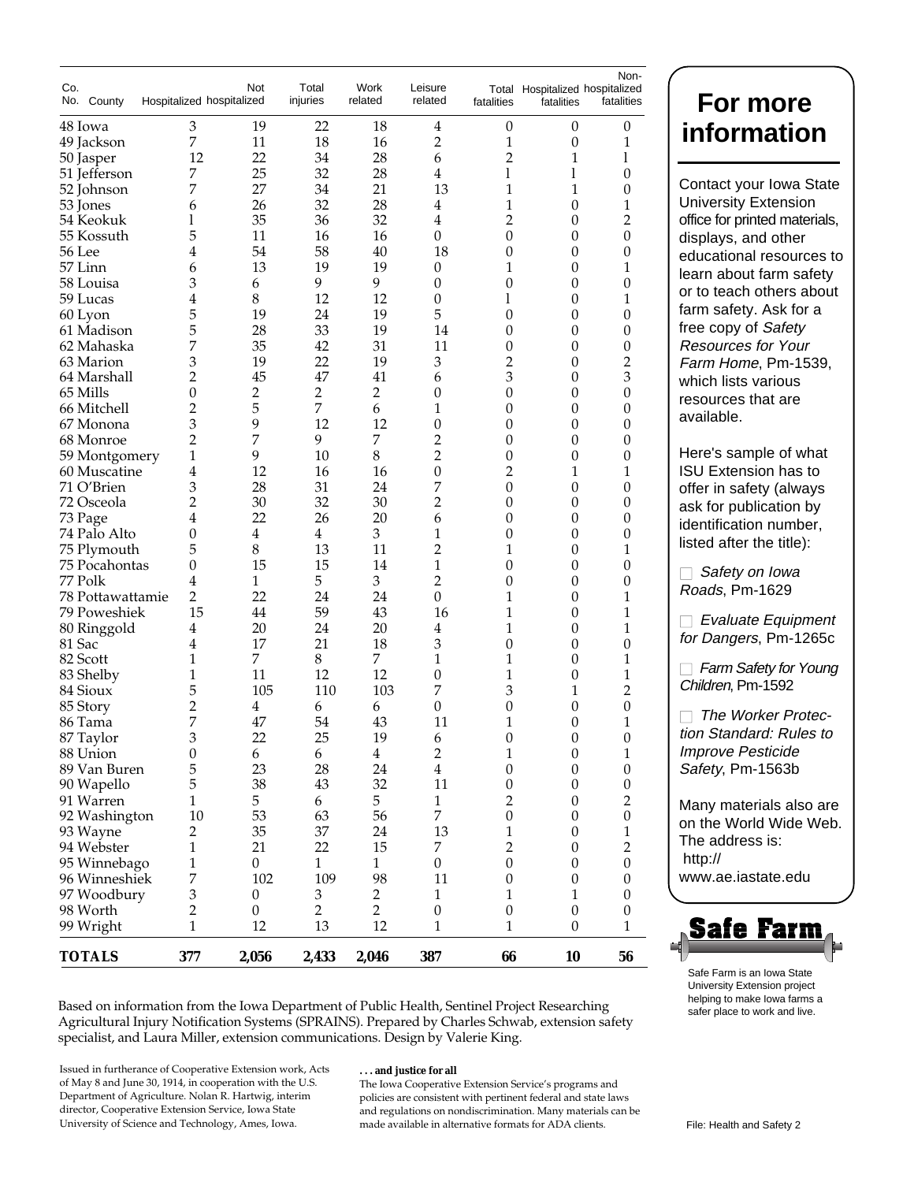| Co. No. County | Hospitalized | Not hospitalized | Total injuries | Work related | Leisure related | Total fatalities | Hospitalized fatalities | Non-hospitalized fatalities |
|---|---|---|---|---|---|---|---|---|
| 48 Iowa | 3 | 19 | 22 | 18 | 4 | 0 | 0 | 0 |
| 49 Jackson | 7 | 11 | 18 | 16 | 2 | 1 | 0 | 1 |
| 50 Jasper | 12 | 22 | 34 | 28 | 6 | 2 | 1 | l |
| 51 Jefferson | 7 | 25 | 32 | 28 | 4 | l | l | 0 |
| 52 Johnson | 7 | 27 | 34 | 21 | 13 | 1 | 1 | 0 |
| 53 Jones | 6 | 26 | 32 | 28 | 4 | 1 | 0 | 1 |
| 54 Keokuk | l | 35 | 36 | 32 | 4 | 2 | 0 | 2 |
| 55 Kossuth | 5 | 11 | 16 | 16 | 0 | 0 | 0 | 0 |
| 56 Lee | 4 | 54 | 58 | 40 | 18 | 0 | 0 | 0 |
| 57 Linn | 6 | 13 | 19 | 19 | 0 | 1 | 0 | 1 |
| 58 Louisa | 3 | 6 | 9 | 9 | 0 | 0 | 0 | 0 |
| 59 Lucas | 4 | 8 | 12 | 12 | 0 | l | 0 | 1 |
| 60 Lyon | 5 | 19 | 24 | 19 | 5 | 0 | 0 | 0 |
| 61 Madison | 5 | 28 | 33 | 19 | 14 | 0 | 0 | 0 |
| 62 Mahaska | 7 | 35 | 42 | 31 | 11 | 0 | 0 | 0 |
| 63 Marion | 3 | 19 | 22 | 19 | 3 | 2 | 0 | 2 |
| 64 Marshall | 2 | 45 | 47 | 41 | 6 | 3 | 0 | 3 |
| 65 Mills | 0 | 2 | 2 | 2 | 0 | 0 | 0 | 0 |
| 66 Mitchell | 2 | 5 | 7 | 6 | 1 | 0 | 0 | 0 |
| 67 Monona | 3 | 9 | 12 | 12 | 0 | 0 | 0 | 0 |
| 68 Monroe | 2 | 7 | 9 | 7 | 2 | 0 | 0 | 0 |
| 59 Montgomery | 1 | 9 | 10 | 8 | 2 | 0 | 0 | 0 |
| 60 Muscatine | 4 | 12 | 16 | 16 | 0 | 2 | 1 | 1 |
| 71 O'Brien | 3 | 28 | 31 | 24 | 7 | 0 | 0 | 0 |
| 72 Osceola | 2 | 30 | 32 | 30 | 2 | 0 | 0 | 0 |
| 73 Page | 4 | 22 | 26 | 20 | 6 | 0 | 0 | 0 |
| 74 Palo Alto | 0 | 4 | 4 | 3 | 1 | 0 | 0 | 0 |
| 75 Plymouth | 5 | 8 | 13 | 11 | 2 | 1 | 0 | 1 |
| 75 Pocahontas | 0 | 15 | 15 | 14 | 1 | 0 | 0 | 0 |
| 77 Polk | 4 | 1 | 5 | 3 | 2 | 0 | 0 | 0 |
| 78 Pottawattamie | 2 | 22 | 24 | 24 | 0 | 1 | 0 | 1 |
| 79 Poweshiek | 15 | 44 | 59 | 43 | 16 | 1 | 0 | 1 |
| 80 Ringgold | 4 | 20 | 24 | 20 | 4 | 1 | 0 | 1 |
| 81 Sac | 4 | 17 | 21 | 18 | 3 | 0 | 0 | 0 |
| 82 Scott | 1 | 7 | 8 | 7 | 1 | 1 | 0 | 1 |
| 83 Shelby | 1 | 11 | 12 | 12 | 0 | 1 | 0 | 1 |
| 84 Sioux | 5 | 105 | 110 | 103 | 7 | 3 | 1 | 2 |
| 85 Story | 2 | 4 | 6 | 6 | 0 | 0 | 0 | 0 |
| 86 Tama | 7 | 47 | 54 | 43 | 11 | 1 | 0 | 1 |
| 87 Taylor | 3 | 22 | 25 | 19 | 6 | 0 | 0 | 0 |
| 88 Union | 0 | 6 | 6 | 4 | 2 | 1 | 0 | 1 |
| 89 Van Buren | 5 | 23 | 28 | 24 | 4 | 0 | 0 | 0 |
| 90 Wapello | 5 | 38 | 43 | 32 | 11 | 0 | 0 | 0 |
| 91 Warren | 1 | 5 | 6 | 5 | 1 | 2 | 0 | 2 |
| 92 Washington | 10 | 53 | 63 | 56 | 7 | 0 | 0 | 0 |
| 93 Wayne | 2 | 35 | 37 | 24 | 13 | 1 | 0 | 1 |
| 94 Webster | 1 | 21 | 22 | 15 | 7 | 2 | 0 | 2 |
| 95 Winnebago | 1 | 0 | 1 | 1 | 0 | 0 | 0 | 0 |
| 96 Winneshiek | 7 | 102 | 109 | 98 | 11 | 0 | 0 | 0 |
| 97 Woodbury | 3 | 0 | 3 | 2 | 1 | 1 | 1 | 0 |
| 98 Worth | 2 | 0 | 2 | 2 | 0 | 0 | 0 | 0 |
| 99 Wright | 1 | 12 | 13 | 12 | 1 | 1 | 0 | 1 |
| **TOTALS** | **377** | **2,056** | **2,433** | **2,046** | **387** | **66** | **10** | **56** |

Based on information from the Iowa Department of Public Health, Sentinel Project Researching Agricultural Injury Notification Systems (SPRAINS). Prepared by Charles Schwab, extension safety specialist, and Laura Miller, extension communications. Design by Valerie King.

## For more information

Contact your Iowa State University Extension office for printed materials, displays, and other educational resources to learn about farm safety or to teach others about farm safety. Ask for a free copy of *Safety Resources for Your Farm Home*, Pm-1539, which lists various resources that are available.

Here's sample of what ISU Extension has to offer in safety (always ask for publication by identification number, listed after the title):

- *Safety on Iowa Roads*, Pm-1629
- *Evaluate Equipment for Dangers*, Pm-1265c
- *Farm Safety for Young Children*, Pm-1592
- *The Worker Protection Standard: Rules to Improve Pesticide Safety*, Pm-1563b

Many materials also are on the World Wide Web. The address is: http:// www.ae.iastate.edu

**Safe Farm**

Safe Farm is an Iowa State University Extension project helping to make Iowa farms a safer place to work and live.

Issued in furtherance of Cooperative Extension work, Acts of May 8 and June 30, 1914, in cooperation with the U.S. Department of Agriculture. Nolan R. Hartwig, interim director, Cooperative Extension Service, Iowa State University of Science and Technology, Ames, Iowa.

**. . . and justice for all**

The Iowa Cooperative Extension Service's programs and policies are consistent with pertinent federal and state laws and regulations on nondiscrimination. Many materials can be made available in alternative formats for ADA clients.

File: Health and Safety 2